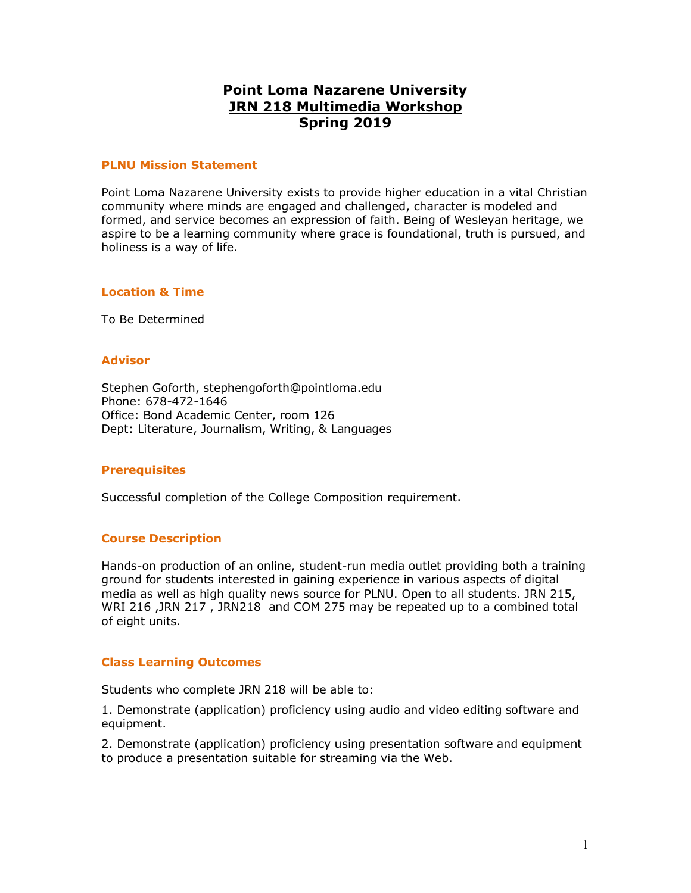# Point Loma Nazarene University
## JRN 218 Multimedia Workshop
## Spring 2019

### PLNU Mission Statement

Point Loma Nazarene University exists to provide higher education in a vital Christian community where minds are engaged and challenged, character is modeled and formed, and service becomes an expression of faith. Being of Wesleyan heritage, we aspire to be a learning community where grace is foundational, truth is pursued, and holiness is a way of life.

### Location & Time

To Be Determined

### Advisor

Stephen Goforth, stephengoforth@pointloma.edu
Phone: 678-472-1646
Office: Bond Academic Center, room 126
Dept: Literature, Journalism, Writing, & Languages

### Prerequisites

Successful completion of the College Composition requirement.

### Course Description

Hands-on production of an online, student-run media outlet providing both a training ground for students interested in gaining experience in various aspects of digital media as well as high quality news source for PLNU. Open to all students. JRN 215, WRI 216 ,JRN 217 , JRN218 and COM 275 may be repeated up to a combined total of eight units.

### Class Learning Outcomes

Students who complete JRN 218 will be able to:

1. Demonstrate (application) proficiency using audio and video editing software and equipment.

2. Demonstrate (application) proficiency using presentation software and equipment to produce a presentation suitable for streaming via the Web.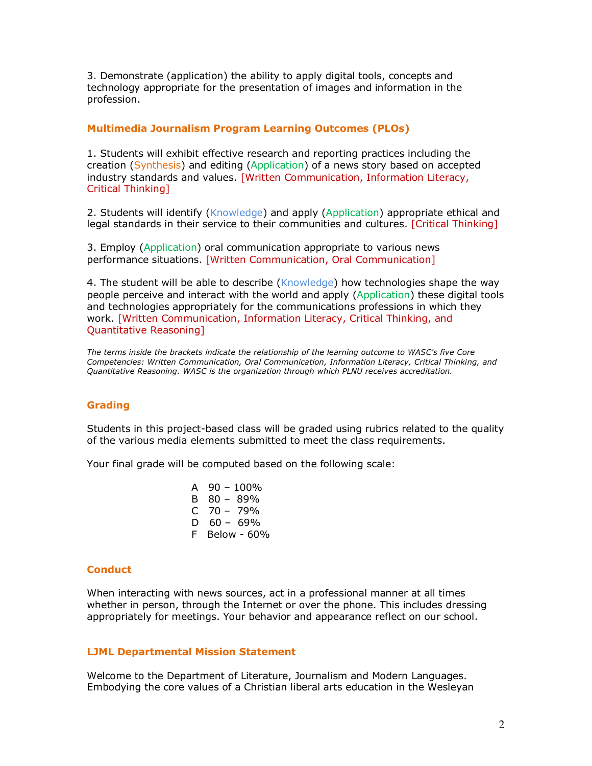3. Demonstrate (application) the ability to apply digital tools, concepts and technology appropriate for the presentation of images and information in the profession.

## Multimedia Journalism Program Learning Outcomes (PLOs)

1. Students will exhibit effective research and reporting practices including the creation (Synthesis) and editing (Application) of a news story based on accepted industry standards and values. [Written Communication, Information Literacy, Critical Thinking]

2. Students will identify (Knowledge) and apply (Application) appropriate ethical and legal standards in their service to their communities and cultures. [Critical Thinking]

3. Employ (Application) oral communication appropriate to various news performance situations. [Written Communication, Oral Communication]

4. The student will be able to describe (Knowledge) how technologies shape the way people perceive and interact with the world and apply (Application) these digital tools and technologies appropriately for the communications professions in which they work. [Written Communication, Information Literacy, Critical Thinking, and Quantitative Reasoning]

*The terms inside the brackets indicate the relationship of the learning outcome to WASC's five Core Competencies: Written Communication, Oral Communication, Information Literacy, Critical Thinking, and Quantitative Reasoning. WASC is the organization through which PLNU receives accreditation.*

## Grading

Students in this project-based class will be graded using rubrics related to the quality of the various media elements submitted to meet the class requirements.

Your final grade will be computed based on the following scale:

A 90 – 100%
B 80 – 89%
C 70 – 79%
D 60 – 69%
F Below - 60%

## Conduct

When interacting with news sources, act in a professional manner at all times whether in person, through the Internet or over the phone. This includes dressing appropriately for meetings. Your behavior and appearance reflect on our school.

## LJML Departmental Mission Statement

Welcome to the Department of Literature, Journalism and Modern Languages. Embodying the core values of a Christian liberal arts education in the Wesleyan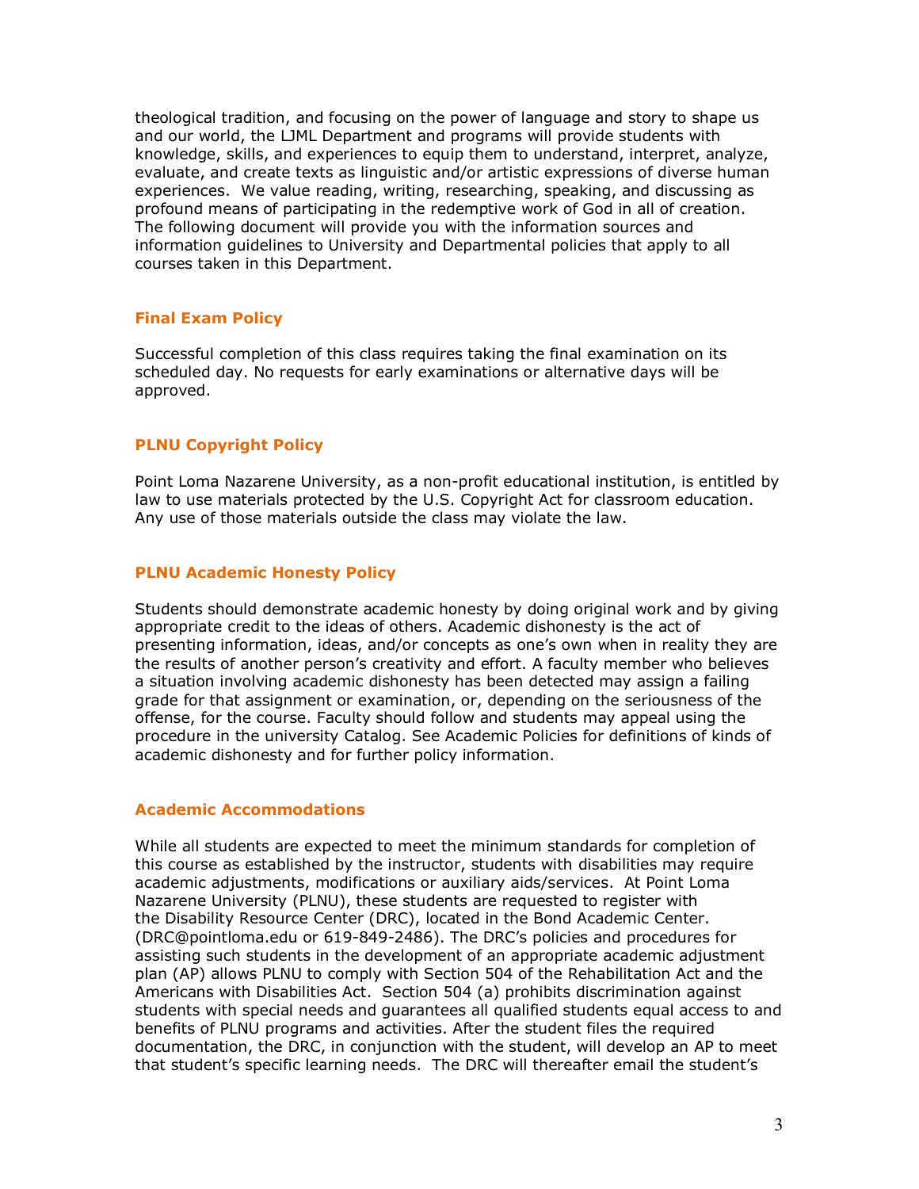theological tradition, and focusing on the power of language and story to shape us and our world, the LJML Department and programs will provide students with knowledge, skills, and experiences to equip them to understand, interpret, analyze, evaluate, and create texts as linguistic and/or artistic expressions of diverse human experiences. We value reading, writing, researching, speaking, and discussing as profound means of participating in the redemptive work of God in all of creation. The following document will provide you with the information sources and information guidelines to University and Departmental policies that apply to all courses taken in this Department.

### Final Exam Policy

Successful completion of this class requires taking the final examination on its scheduled day. No requests for early examinations or alternative days will be approved.

### PLNU Copyright Policy

Point Loma Nazarene University, as a non-profit educational institution, is entitled by law to use materials protected by the U.S. Copyright Act for classroom education. Any use of those materials outside the class may violate the law.

### PLNU Academic Honesty Policy

Students should demonstrate academic honesty by doing original work and by giving appropriate credit to the ideas of others. Academic dishonesty is the act of presenting information, ideas, and/or concepts as one's own when in reality they are the results of another person's creativity and effort. A faculty member who believes a situation involving academic dishonesty has been detected may assign a failing grade for that assignment or examination, or, depending on the seriousness of the offense, for the course. Faculty should follow and students may appeal using the procedure in the university Catalog. See Academic Policies for definitions of kinds of academic dishonesty and for further policy information.

### Academic Accommodations

While all students are expected to meet the minimum standards for completion of this course as established by the instructor, students with disabilities may require academic adjustments, modifications or auxiliary aids/services. At Point Loma Nazarene University (PLNU), these students are requested to register with the Disability Resource Center (DRC), located in the Bond Academic Center. (DRC@pointloma.edu or 619-849-2486). The DRC's policies and procedures for assisting such students in the development of an appropriate academic adjustment plan (AP) allows PLNU to comply with Section 504 of the Rehabilitation Act and the Americans with Disabilities Act. Section 504 (a) prohibits discrimination against students with special needs and guarantees all qualified students equal access to and benefits of PLNU programs and activities. After the student files the required documentation, the DRC, in conjunction with the student, will develop an AP to meet that student's specific learning needs. The DRC will thereafter email the student's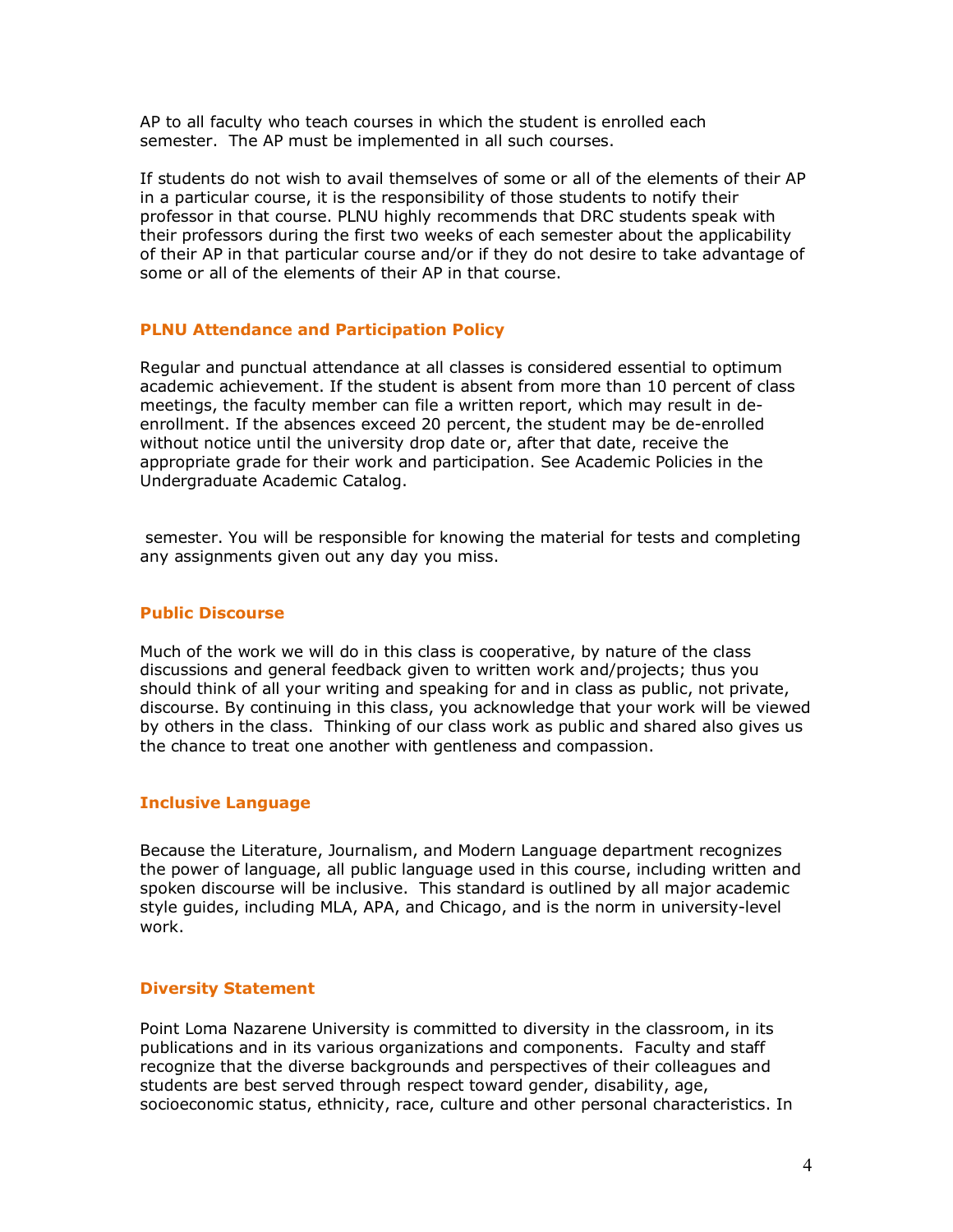AP to all faculty who teach courses in which the student is enrolled each semester. The AP must be implemented in all such courses.

If students do not wish to avail themselves of some or all of the elements of their AP in a particular course, it is the responsibility of those students to notify their professor in that course. PLNU highly recommends that DRC students speak with their professors during the first two weeks of each semester about the applicability of their AP in that particular course and/or if they do not desire to take advantage of some or all of the elements of their AP in that course.

### PLNU Attendance and Participation Policy

Regular and punctual attendance at all classes is considered essential to optimum academic achievement. If the student is absent from more than 10 percent of class meetings, the faculty member can file a written report, which may result in de-enrollment. If the absences exceed 20 percent, the student may be de-enrolled without notice until the university drop date or, after that date, receive the appropriate grade for their work and participation. See Academic Policies in the Undergraduate Academic Catalog.

semester. You will be responsible for knowing the material for tests and completing any assignments given out any day you miss.

### Public Discourse

Much of the work we will do in this class is cooperative, by nature of the class discussions and general feedback given to written work and/projects; thus you should think of all your writing and speaking for and in class as public, not private, discourse. By continuing in this class, you acknowledge that your work will be viewed by others in the class. Thinking of our class work as public and shared also gives us the chance to treat one another with gentleness and compassion.

### Inclusive Language

Because the Literature, Journalism, and Modern Language department recognizes the power of language, all public language used in this course, including written and spoken discourse will be inclusive. This standard is outlined by all major academic style guides, including MLA, APA, and Chicago, and is the norm in university-level work.

### Diversity Statement

Point Loma Nazarene University is committed to diversity in the classroom, in its publications and in its various organizations and components. Faculty and staff recognize that the diverse backgrounds and perspectives of their colleagues and students are best served through respect toward gender, disability, age, socioeconomic status, ethnicity, race, culture and other personal characteristics. In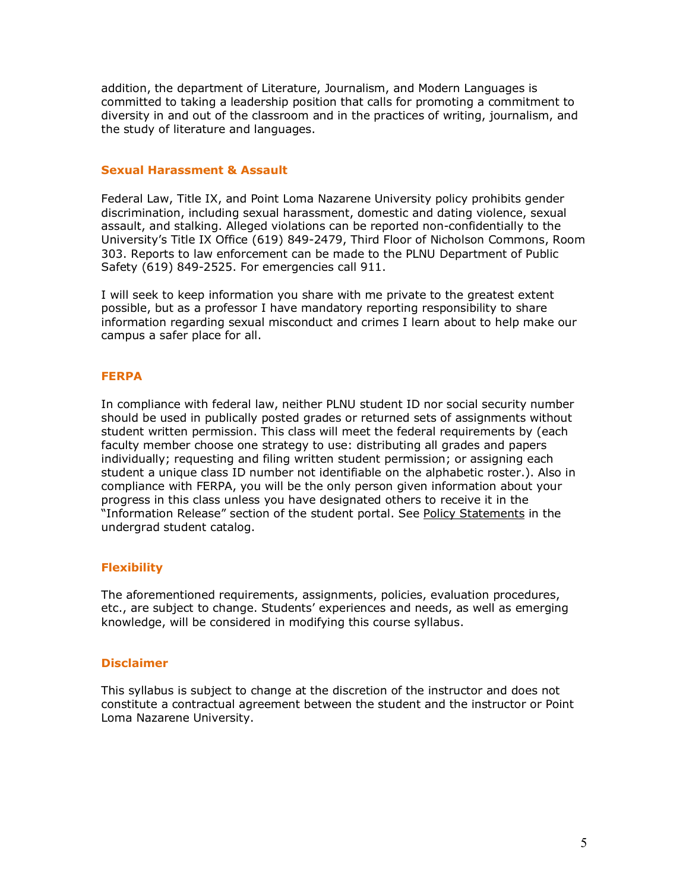addition, the department of Literature, Journalism, and Modern Languages is committed to taking a leadership position that calls for promoting a commitment to diversity in and out of the classroom and in the practices of writing, journalism, and the study of literature and languages.

### Sexual Harassment & Assault

Federal Law, Title IX, and Point Loma Nazarene University policy prohibits gender discrimination, including sexual harassment, domestic and dating violence, sexual assault, and stalking. Alleged violations can be reported non-confidentially to the University's Title IX Office (619) 849-2479, Third Floor of Nicholson Commons, Room 303. Reports to law enforcement can be made to the PLNU Department of Public Safety (619) 849-2525. For emergencies call 911.

I will seek to keep information you share with me private to the greatest extent possible, but as a professor I have mandatory reporting responsibility to share information regarding sexual misconduct and crimes I learn about to help make our campus a safer place for all.

### FERPA

In compliance with federal law, neither PLNU student ID nor social security number should be used in publically posted grades or returned sets of assignments without student written permission. This class will meet the federal requirements by (each faculty member choose one strategy to use: distributing all grades and papers individually; requesting and filing written student permission; or assigning each student a unique class ID number not identifiable on the alphabetic roster.). Also in compliance with FERPA, you will be the only person given information about your progress in this class unless you have designated others to receive it in the "Information Release" section of the student portal. See Policy Statements in the undergrad student catalog.

### Flexibility

The aforementioned requirements, assignments, policies, evaluation procedures, etc., are subject to change. Students' experiences and needs, as well as emerging knowledge, will be considered in modifying this course syllabus.

### Disclaimer

This syllabus is subject to change at the discretion of the instructor and does not constitute a contractual agreement between the student and the instructor or Point Loma Nazarene University.